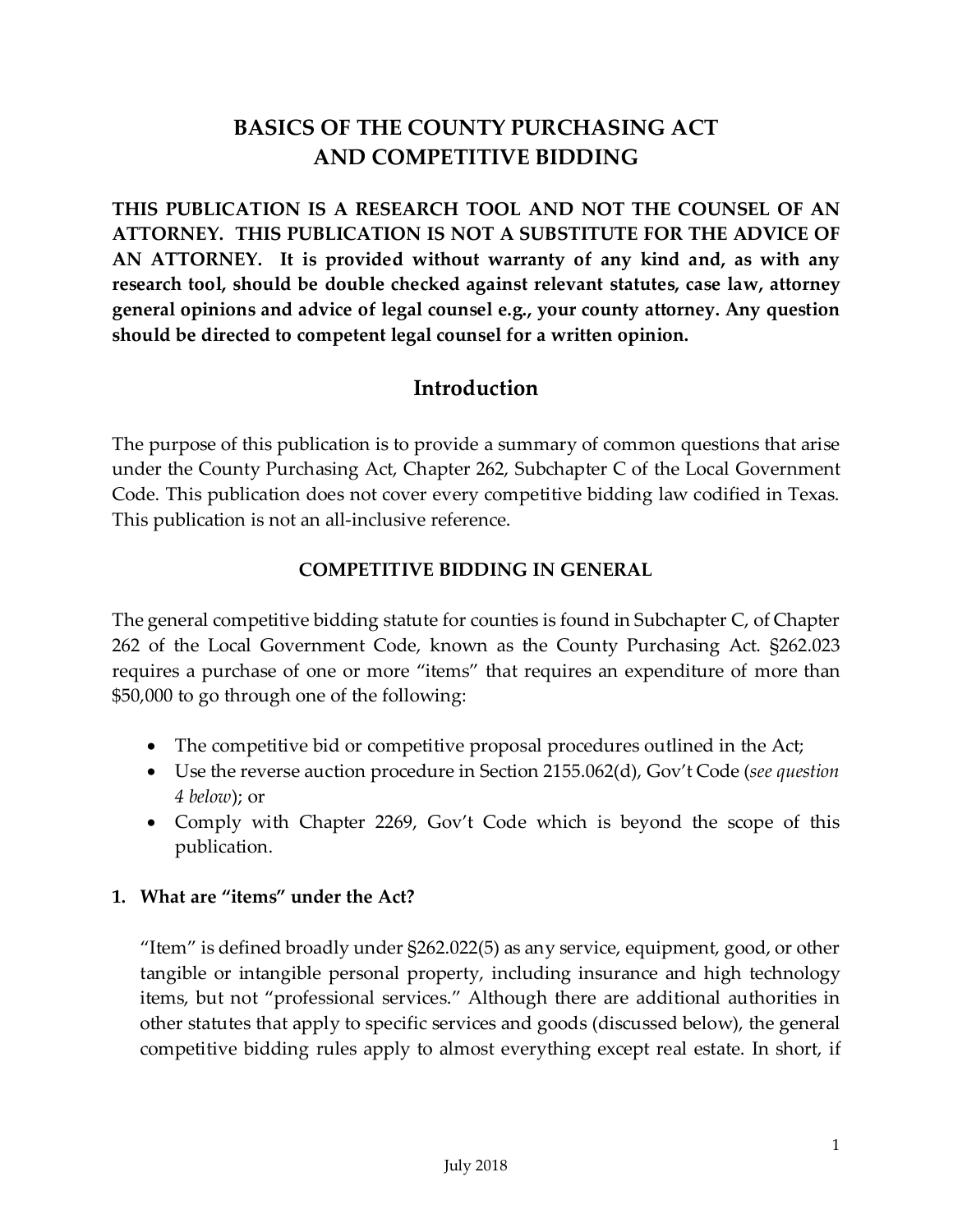# BASICS OF THE COUNTY PURCHASING ACT AND COMPETITIVE BIDDING

**THIS PUBLICATION IS A RESEARCH TOOL AND NOT THE COUNSEL OF AN ATTORNEY. THIS PUBLICATION IS NOT A SUBSTITUTE FOR THE ADVICE OF AN ATTORNEY. It is provided without warranty of any kind and, as with any research tool, should be double checked against relevant statutes, case law, attorney general opinions and advice of legal counsel e.g., your county attorney. Any question should be directed to competent legal counsel for a written opinion.**

## Introduction

The purpose of this publication is to provide a summary of common questions that arise under the County Purchasing Act, Chapter 262, Subchapter C of the Local Government Code. This publication does not cover every competitive bidding law codified in Texas. This publication is not an all-inclusive reference.

### COMPETITIVE BIDDING IN GENERAL

The general competitive bidding statute for counties is found in Subchapter C, of Chapter 262 of the Local Government Code, known as the County Purchasing Act. §262.023 requires a purchase of one or more "items" that requires an expenditure of more than $50,000 to go through one of the following:

- The competitive bid or competitive proposal procedures outlined in the Act;
- Use the reverse auction procedure in Section 2155.062(d), Gov't Code (*see question 4 below*); or
- Comply with Chapter 2269, Gov't Code which is beyond the scope of this publication.

**1. What are "items" under the Act?**

"Item" is defined broadly under §262.022(5) as any service, equipment, good, or other tangible or intangible personal property, including insurance and high technology items, but not "professional services." Although there are additional authorities in other statutes that apply to specific services and goods (discussed below), the general competitive bidding rules apply to almost everything except real estate. In short, if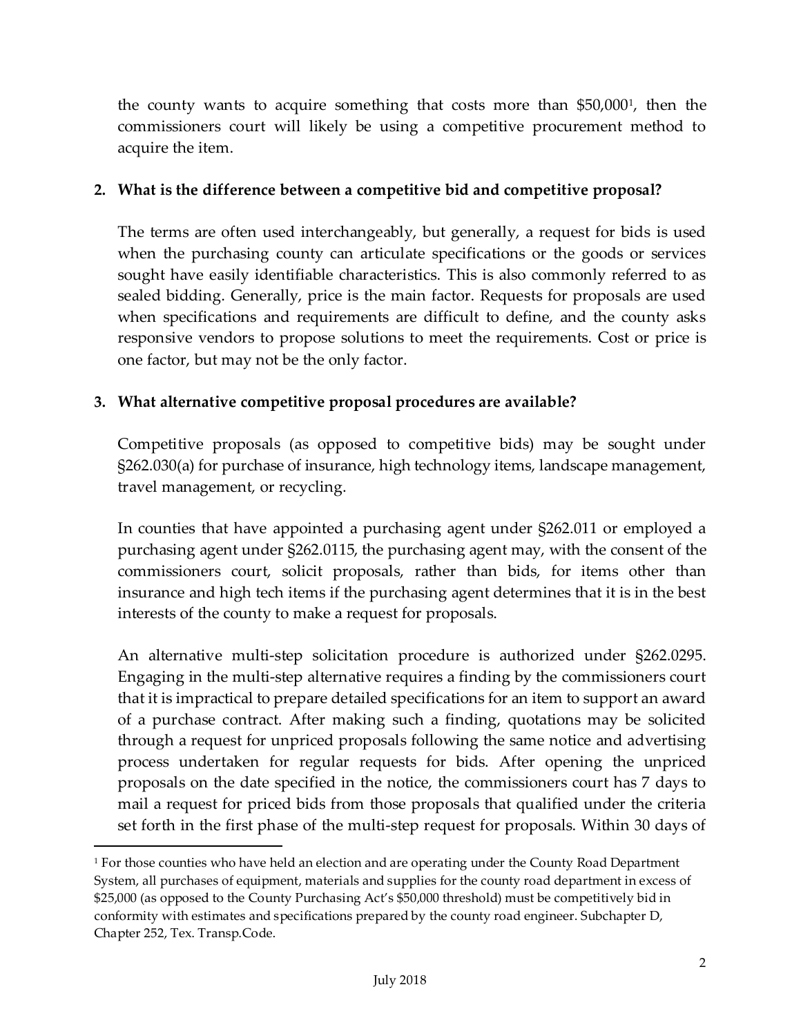the county wants to acquire something that costs more than $50,000[1], then the commissioners court will likely be using a competitive procurement method to acquire the item.

**2. What is the difference between a competitive bid and competitive proposal?**

The terms are often used interchangeably, but generally, a request for bids is used when the purchasing county can articulate specifications or the goods or services sought have easily identifiable characteristics. This is also commonly referred to as sealed bidding. Generally, price is the main factor. Requests for proposals are used when specifications and requirements are difficult to define, and the county asks responsive vendors to propose solutions to meet the requirements. Cost or price is one factor, but may not be the only factor.

**3. What alternative competitive proposal procedures are available?**

Competitive proposals (as opposed to competitive bids) may be sought under §262.030(a) for purchase of insurance, high technology items, landscape management, travel management, or recycling.

In counties that have appointed a purchasing agent under §262.011 or employed a purchasing agent under §262.0115, the purchasing agent may, with the consent of the commissioners court, solicit proposals, rather than bids, for items other than insurance and high tech items if the purchasing agent determines that it is in the best interests of the county to make a request for proposals.

An alternative multi-step solicitation procedure is authorized under §262.0295. Engaging in the multi-step alternative requires a finding by the commissioners court that it is impractical to prepare detailed specifications for an item to support an award of a purchase contract. After making such a finding, quotations may be solicited through a request for unpriced proposals following the same notice and advertising process undertaken for regular requests for bids. After opening the unpriced proposals on the date specified in the notice, the commissioners court has 7 days to mail a request for priced bids from those proposals that qualified under the criteria set forth in the first phase of the multi-step request for proposals. Within 30 days of

---

[1] For those counties who have held an election and are operating under the County Road Department System, all purchases of equipment, materials and supplies for the county road department in excess of $25,000 (as opposed to the County Purchasing Act's $50,000 threshold) must be competitively bid in conformity with estimates and specifications prepared by the county road engineer. Subchapter D, Chapter 252, Tex. Transp.Code.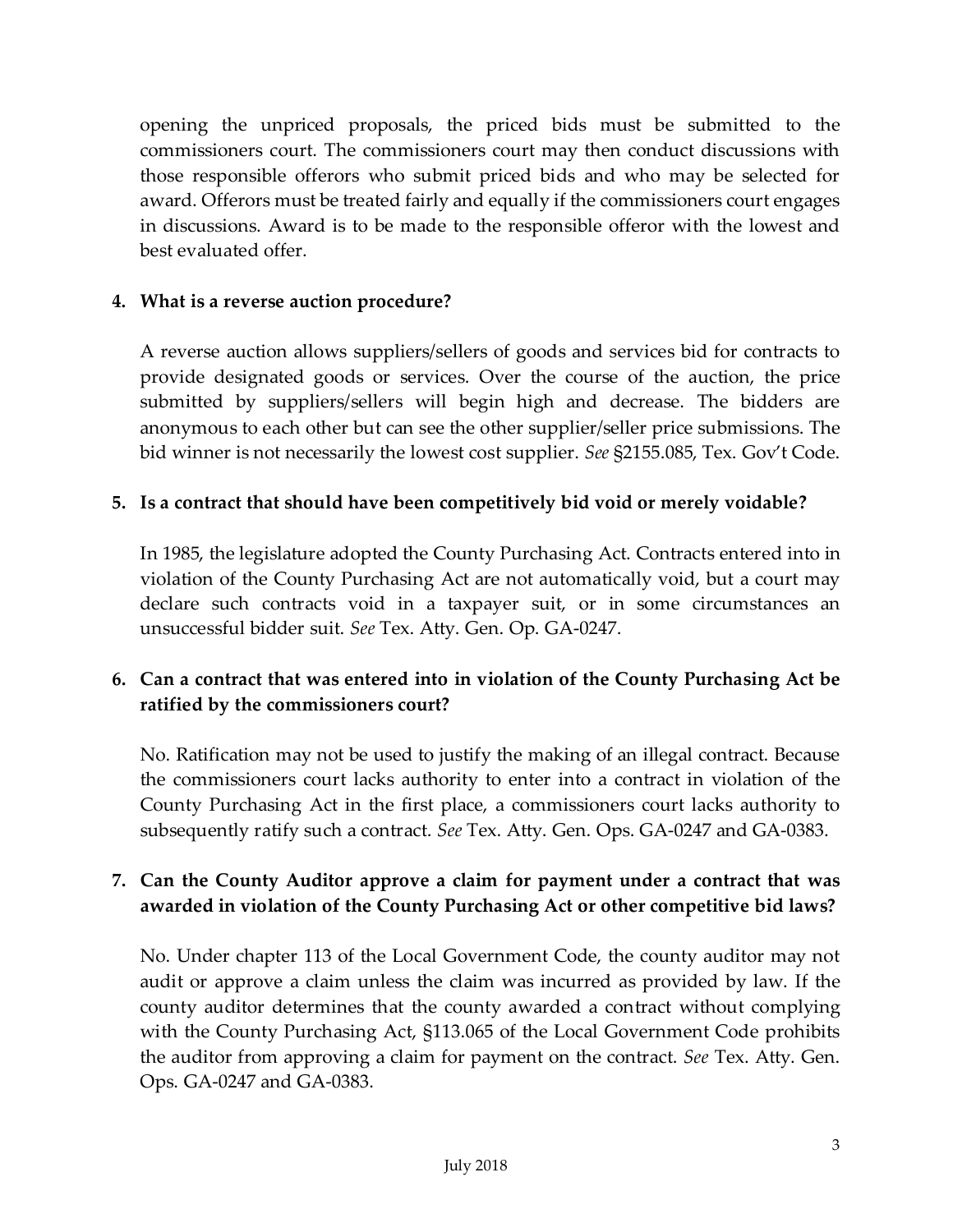opening the unpriced proposals, the priced bids must be submitted to the commissioners court. The commissioners court may then conduct discussions with those responsible offerors who submit priced bids and who may be selected for award. Offerors must be treated fairly and equally if the commissioners court engages in discussions. Award is to be made to the responsible offeror with the lowest and best evaluated offer.

**4. What is a reverse auction procedure?**

A reverse auction allows suppliers/sellers of goods and services bid for contracts to provide designated goods or services. Over the course of the auction, the price submitted by suppliers/sellers will begin high and decrease. The bidders are anonymous to each other but can see the other supplier/seller price submissions. The bid winner is not necessarily the lowest cost supplier. *See* §2155.085, Tex. Gov't Code.

**5. Is a contract that should have been competitively bid void or merely voidable?**

In 1985, the legislature adopted the County Purchasing Act. Contracts entered into in violation of the County Purchasing Act are not automatically void, but a court may declare such contracts void in a taxpayer suit, or in some circumstances an unsuccessful bidder suit. *See* Tex. Atty. Gen. Op. GA-0247.

**6. Can a contract that was entered into in violation of the County Purchasing Act be ratified by the commissioners court?**

No. Ratification may not be used to justify the making of an illegal contract. Because the commissioners court lacks authority to enter into a contract in violation of the County Purchasing Act in the first place, a commissioners court lacks authority to subsequently ratify such a contract. *See* Tex. Atty. Gen. Ops. GA-0247 and GA-0383.

**7. Can the County Auditor approve a claim for payment under a contract that was awarded in violation of the County Purchasing Act or other competitive bid laws?**

No. Under chapter 113 of the Local Government Code, the county auditor may not audit or approve a claim unless the claim was incurred as provided by law. If the county auditor determines that the county awarded a contract without complying with the County Purchasing Act, §113.065 of the Local Government Code prohibits the auditor from approving a claim for payment on the contract. *See* Tex. Atty. Gen. Ops. GA-0247 and GA-0383.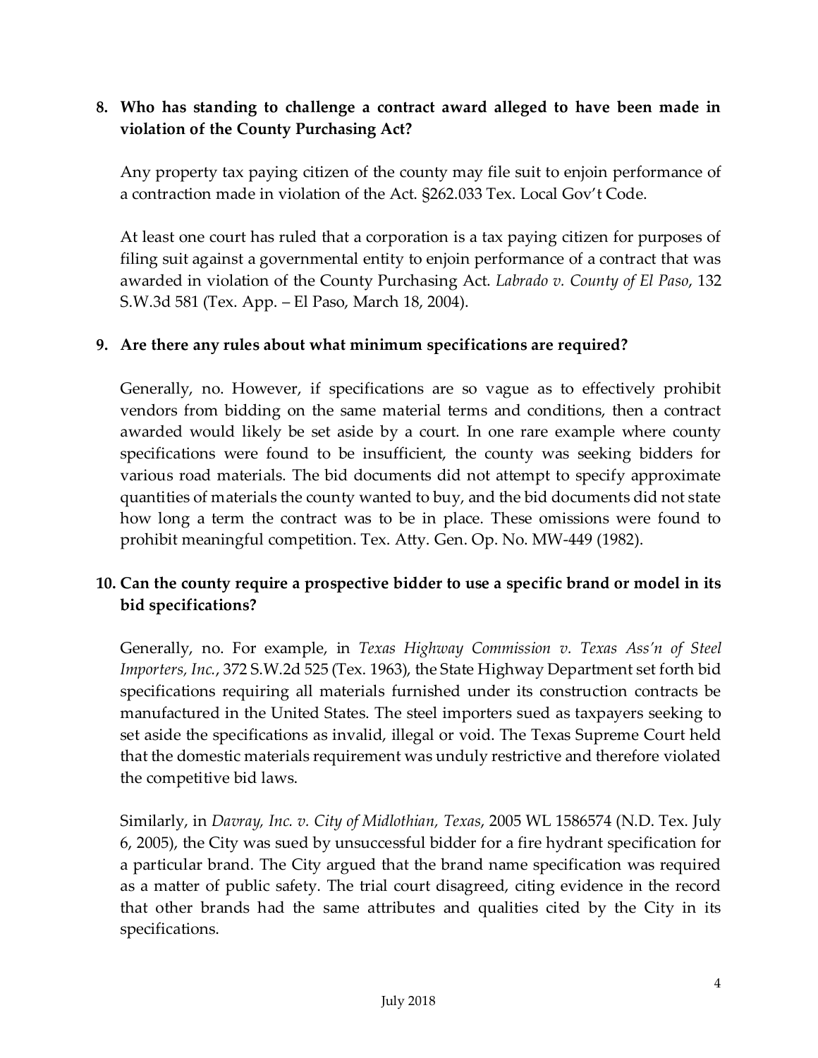**8. Who has standing to challenge a contract award alleged to have been made in violation of the County Purchasing Act?**

Any property tax paying citizen of the county may file suit to enjoin performance of a contraction made in violation of the Act. §262.033 Tex. Local Gov't Code.

At least one court has ruled that a corporation is a tax paying citizen for purposes of filing suit against a governmental entity to enjoin performance of a contract that was awarded in violation of the County Purchasing Act. *Labrado v. County of El Paso*, 132 S.W.3d 581 (Tex. App. – El Paso, March 18, 2004).

**9. Are there any rules about what minimum specifications are required?**

Generally, no. However, if specifications are so vague as to effectively prohibit vendors from bidding on the same material terms and conditions, then a contract awarded would likely be set aside by a court. In one rare example where county specifications were found to be insufficient, the county was seeking bidders for various road materials. The bid documents did not attempt to specify approximate quantities of materials the county wanted to buy, and the bid documents did not state how long a term the contract was to be in place. These omissions were found to prohibit meaningful competition. Tex. Atty. Gen. Op. No. MW-449 (1982).

**10. Can the county require a prospective bidder to use a specific brand or model in its bid specifications?**

Generally, no. For example, in *Texas Highway Commission v. Texas Ass'n of Steel Importers, Inc.*, 372 S.W.2d 525 (Tex. 1963), the State Highway Department set forth bid specifications requiring all materials furnished under its construction contracts be manufactured in the United States. The steel importers sued as taxpayers seeking to set aside the specifications as invalid, illegal or void. The Texas Supreme Court held that the domestic materials requirement was unduly restrictive and therefore violated the competitive bid laws.

Similarly, in *Davray, Inc. v. City of Midlothian, Texas*, 2005 WL 1586574 (N.D. Tex. July 6, 2005), the City was sued by unsuccessful bidder for a fire hydrant specification for a particular brand. The City argued that the brand name specification was required as a matter of public safety. The trial court disagreed, citing evidence in the record that other brands had the same attributes and qualities cited by the City in its specifications.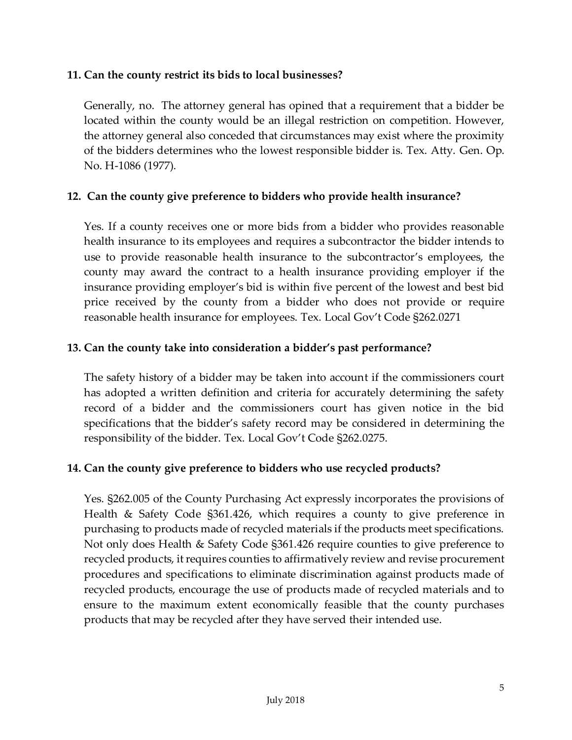**11. Can the county restrict its bids to local businesses?**

Generally, no. The attorney general has opined that a requirement that a bidder be located within the county would be an illegal restriction on competition. However, the attorney general also conceded that circumstances may exist where the proximity of the bidders determines who the lowest responsible bidder is. Tex. Atty. Gen. Op. No. H-1086 (1977).

**12. Can the county give preference to bidders who provide health insurance?**

Yes. If a county receives one or more bids from a bidder who provides reasonable health insurance to its employees and requires a subcontractor the bidder intends to use to provide reasonable health insurance to the subcontractor's employees, the county may award the contract to a health insurance providing employer if the insurance providing employer's bid is within five percent of the lowest and best bid price received by the county from a bidder who does not provide or require reasonable health insurance for employees. Tex. Local Gov't Code §262.0271

**13. Can the county take into consideration a bidder's past performance?**

The safety history of a bidder may be taken into account if the commissioners court has adopted a written definition and criteria for accurately determining the safety record of a bidder and the commissioners court has given notice in the bid specifications that the bidder's safety record may be considered in determining the responsibility of the bidder. Tex. Local Gov't Code §262.0275.

**14. Can the county give preference to bidders who use recycled products?**

Yes. §262.005 of the County Purchasing Act expressly incorporates the provisions of Health & Safety Code §361.426, which requires a county to give preference in purchasing to products made of recycled materials if the products meet specifications. Not only does Health & Safety Code §361.426 require counties to give preference to recycled products, it requires counties to affirmatively review and revise procurement procedures and specifications to eliminate discrimination against products made of recycled products, encourage the use of products made of recycled materials and to ensure to the maximum extent economically feasible that the county purchases products that may be recycled after they have served their intended use.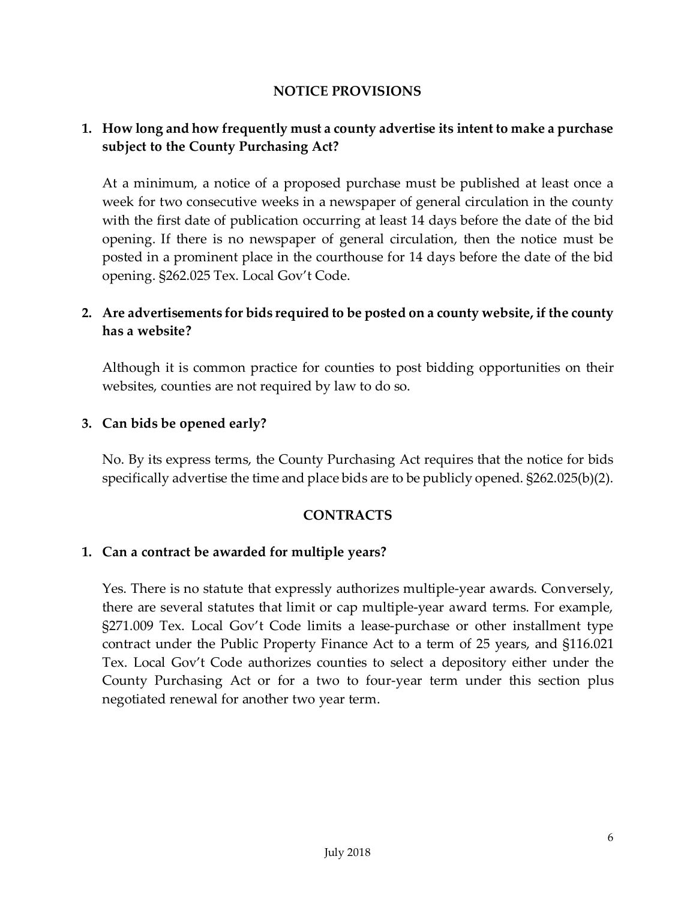## NOTICE PROVISIONS

**1. How long and how frequently must a county advertise its intent to make a purchase subject to the County Purchasing Act?**

At a minimum, a notice of a proposed purchase must be published at least once a week for two consecutive weeks in a newspaper of general circulation in the county with the first date of publication occurring at least 14 days before the date of the bid opening. If there is no newspaper of general circulation, then the notice must be posted in a prominent place in the courthouse for 14 days before the date of the bid opening. §262.025 Tex. Local Gov't Code.

**2. Are advertisements for bids required to be posted on a county website, if the county has a website?**

Although it is common practice for counties to post bidding opportunities on their websites, counties are not required by law to do so.

**3. Can bids be opened early?**

No. By its express terms, the County Purchasing Act requires that the notice for bids specifically advertise the time and place bids are to be publicly opened. §262.025(b)(2).

## CONTRACTS

**1. Can a contract be awarded for multiple years?**

Yes. There is no statute that expressly authorizes multiple-year awards. Conversely, there are several statutes that limit or cap multiple-year award terms. For example, §271.009 Tex. Local Gov't Code limits a lease-purchase or other installment type contract under the Public Property Finance Act to a term of 25 years, and §116.021 Tex. Local Gov't Code authorizes counties to select a depository either under the County Purchasing Act or for a two to four-year term under this section plus negotiated renewal for another two year term.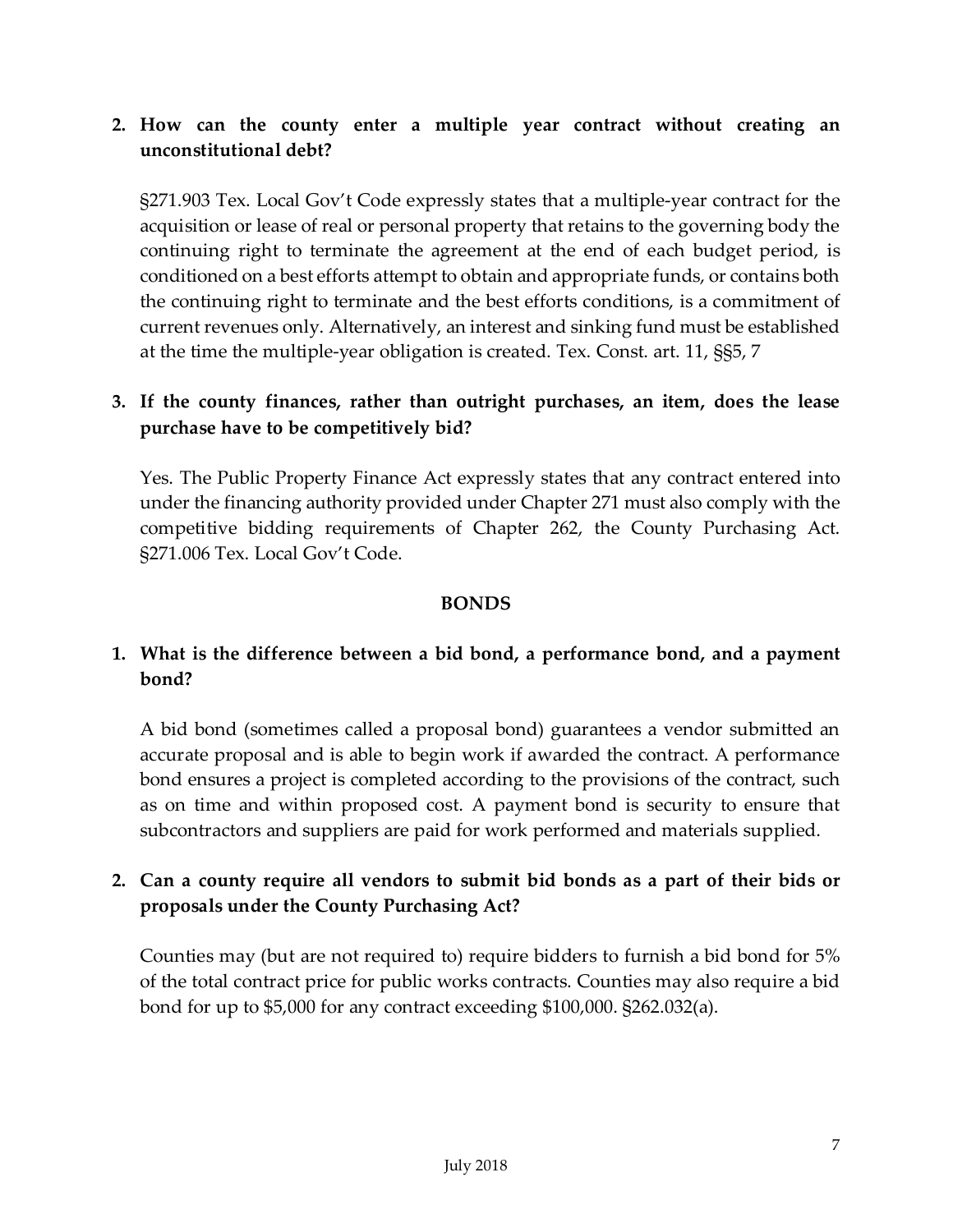2. **How can the county enter a multiple year contract without creating an unconstitutional debt?**

   §271.903 Tex. Local Gov't Code expressly states that a multiple-year contract for the acquisition or lease of real or personal property that retains to the governing body the continuing right to terminate the agreement at the end of each budget period, is conditioned on a best efforts attempt to obtain and appropriate funds, or contains both the continuing right to terminate and the best efforts conditions, is a commitment of current revenues only. Alternatively, an interest and sinking fund must be established at the time the multiple-year obligation is created. Tex. Const. art. 11, §§5, 7

3. **If the county finances, rather than outright purchases, an item, does the lease purchase have to be competitively bid?**

   Yes. The Public Property Finance Act expressly states that any contract entered into under the financing authority provided under Chapter 271 must also comply with the competitive bidding requirements of Chapter 262, the County Purchasing Act. §271.006 Tex. Local Gov't Code.

## BONDS

1. **What is the difference between a bid bond, a performance bond, and a payment bond?**

   A bid bond (sometimes called a proposal bond) guarantees a vendor submitted an accurate proposal and is able to begin work if awarded the contract. A performance bond ensures a project is completed according to the provisions of the contract, such as on time and within proposed cost. A payment bond is security to ensure that subcontractors and suppliers are paid for work performed and materials supplied.

2. **Can a county require all vendors to submit bid bonds as a part of their bids or proposals under the County Purchasing Act?**

   Counties may (but are not required to) require bidders to furnish a bid bond for 5% of the total contract price for public works contracts. Counties may also require a bid bond for up to $5,000 for any contract exceeding $100,000. §262.032(a).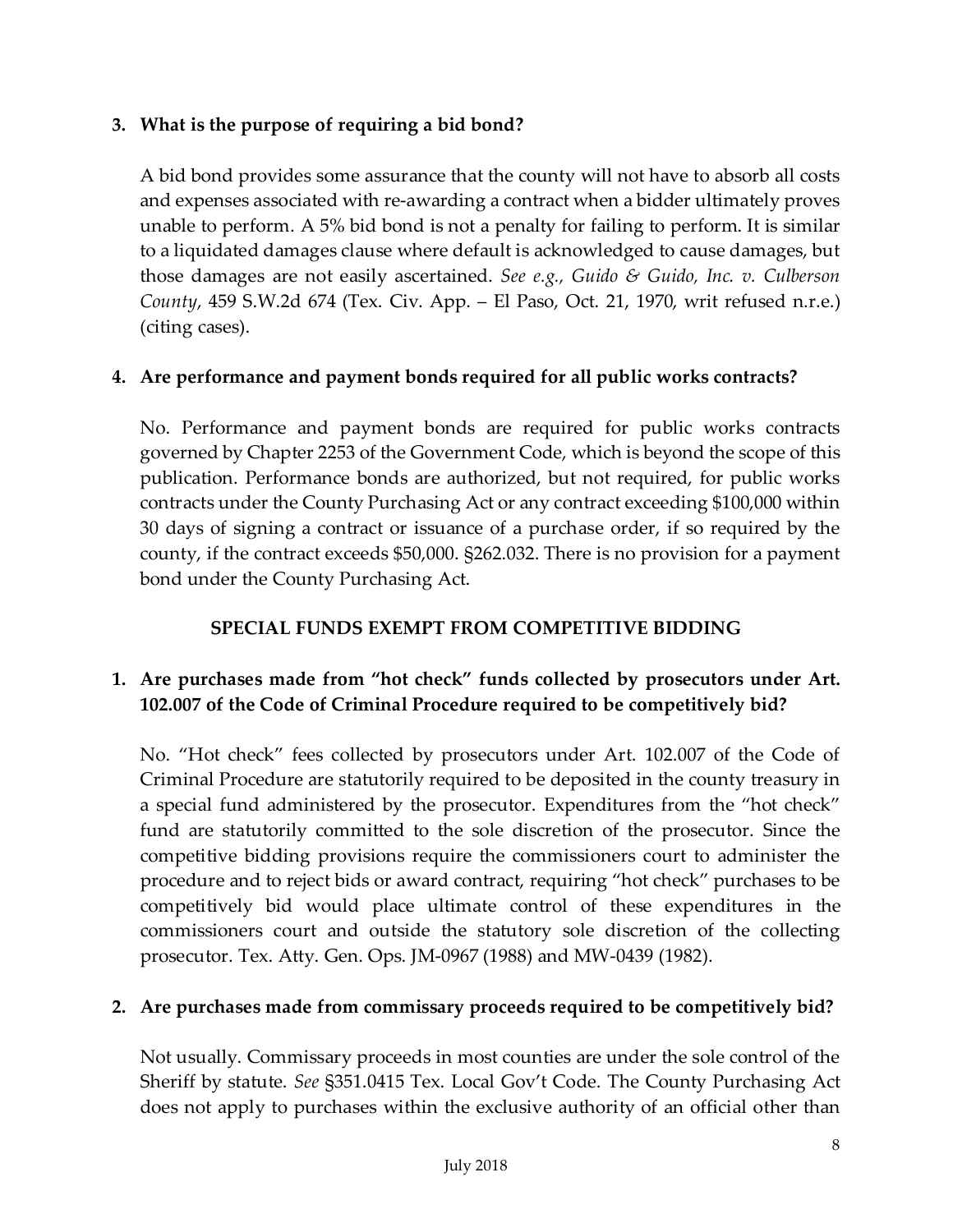**3. What is the purpose of requiring a bid bond?**

A bid bond provides some assurance that the county will not have to absorb all costs and expenses associated with re-awarding a contract when a bidder ultimately proves unable to perform. A 5% bid bond is not a penalty for failing to perform. It is similar to a liquidated damages clause where default is acknowledged to cause damages, but those damages are not easily ascertained. *See e.g., Guido & Guido, Inc. v. Culberson County*, 459 S.W.2d 674 (Tex. Civ. App. – El Paso, Oct. 21, 1970, writ refused n.r.e.) (citing cases).

**4. Are performance and payment bonds required for all public works contracts?**

No. Performance and payment bonds are required for public works contracts governed by Chapter 2253 of the Government Code, which is beyond the scope of this publication. Performance bonds are authorized, but not required, for public works contracts under the County Purchasing Act or any contract exceeding $100,000 within 30 days of signing a contract or issuance of a purchase order, if so required by the county, if the contract exceeds $50,000. §262.032. There is no provision for a payment bond under the County Purchasing Act.

## SPECIAL FUNDS EXEMPT FROM COMPETITIVE BIDDING

**1. Are purchases made from "hot check" funds collected by prosecutors under Art. 102.007 of the Code of Criminal Procedure required to be competitively bid?**

No. "Hot check" fees collected by prosecutors under Art. 102.007 of the Code of Criminal Procedure are statutorily required to be deposited in the county treasury in a special fund administered by the prosecutor. Expenditures from the "hot check" fund are statutorily committed to the sole discretion of the prosecutor. Since the competitive bidding provisions require the commissioners court to administer the procedure and to reject bids or award contract, requiring "hot check" purchases to be competitively bid would place ultimate control of these expenditures in the commissioners court and outside the statutory sole discretion of the collecting prosecutor. Tex. Atty. Gen. Ops. JM-0967 (1988) and MW-0439 (1982).

**2. Are purchases made from commissary proceeds required to be competitively bid?**

Not usually. Commissary proceeds in most counties are under the sole control of the Sheriff by statute. *See* §351.0415 Tex. Local Gov't Code. The County Purchasing Act does not apply to purchases within the exclusive authority of an official other than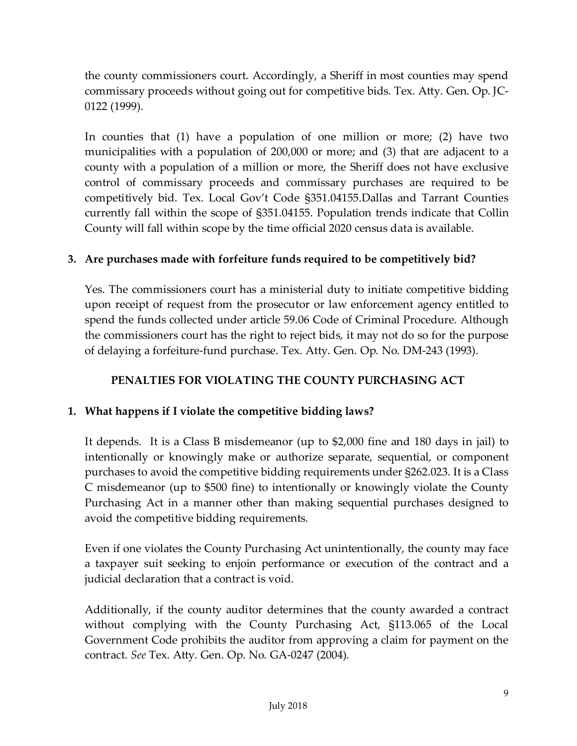the county commissioners court. Accordingly, a Sheriff in most counties may spend commissary proceeds without going out for competitive bids. Tex. Atty. Gen. Op. JC-0122 (1999).

In counties that (1) have a population of one million or more; (2) have two municipalities with a population of 200,000 or more; and (3) that are adjacent to a county with a population of a million or more, the Sheriff does not have exclusive control of commissary proceeds and commissary purchases are required to be competitively bid. Tex. Local Gov't Code §351.04155.Dallas and Tarrant Counties currently fall within the scope of §351.04155. Population trends indicate that Collin County will fall within scope by the time official 2020 census data is available.

**3. Are purchases made with forfeiture funds required to be competitively bid?**

Yes. The commissioners court has a ministerial duty to initiate competitive bidding upon receipt of request from the prosecutor or law enforcement agency entitled to spend the funds collected under article 59.06 Code of Criminal Procedure. Although the commissioners court has the right to reject bids, it may not do so for the purpose of delaying a forfeiture-fund purchase. Tex. Atty. Gen. Op. No. DM-243 (1993).

## PENALTIES FOR VIOLATING THE COUNTY PURCHASING ACT

**1. What happens if I violate the competitive bidding laws?**

It depends. It is a Class B misdemeanor (up to $2,000 fine and 180 days in jail) to intentionally or knowingly make or authorize separate, sequential, or component purchases to avoid the competitive bidding requirements under §262.023. It is a Class C misdemeanor (up to $500 fine) to intentionally or knowingly violate the County Purchasing Act in a manner other than making sequential purchases designed to avoid the competitive bidding requirements.

Even if one violates the County Purchasing Act unintentionally, the county may face a taxpayer suit seeking to enjoin performance or execution of the contract and a judicial declaration that a contract is void.

Additionally, if the county auditor determines that the county awarded a contract without complying with the County Purchasing Act, §113.065 of the Local Government Code prohibits the auditor from approving a claim for payment on the contract. *See* Tex. Atty. Gen. Op. No. GA-0247 (2004).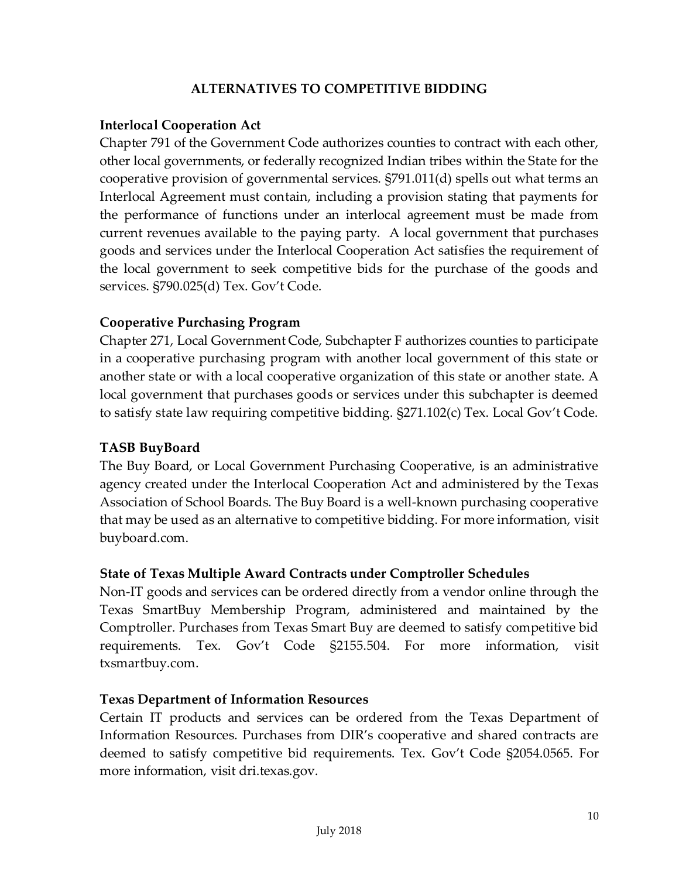## ALTERNATIVES TO COMPETITIVE BIDDING

### Interlocal Cooperation Act

Chapter 791 of the Government Code authorizes counties to contract with each other, other local governments, or federally recognized Indian tribes within the State for the cooperative provision of governmental services. §791.011(d) spells out what terms an Interlocal Agreement must contain, including a provision stating that payments for the performance of functions under an interlocal agreement must be made from current revenues available to the paying party. A local government that purchases goods and services under the Interlocal Cooperation Act satisfies the requirement of the local government to seek competitive bids for the purchase of the goods and services. §790.025(d) Tex. Gov't Code.

### Cooperative Purchasing Program

Chapter 271, Local Government Code, Subchapter F authorizes counties to participate in a cooperative purchasing program with another local government of this state or another state or with a local cooperative organization of this state or another state. A local government that purchases goods or services under this subchapter is deemed to satisfy state law requiring competitive bidding. §271.102(c) Tex. Local Gov't Code.

### TASB BuyBoard

The Buy Board, or Local Government Purchasing Cooperative, is an administrative agency created under the Interlocal Cooperation Act and administered by the Texas Association of School Boards. The Buy Board is a well-known purchasing cooperative that may be used as an alternative to competitive bidding. For more information, visit buyboard.com.

### State of Texas Multiple Award Contracts under Comptroller Schedules

Non-IT goods and services can be ordered directly from a vendor online through the Texas SmartBuy Membership Program, administered and maintained by the Comptroller. Purchases from Texas Smart Buy are deemed to satisfy competitive bid requirements. Tex. Gov't Code §2155.504. For more information, visit txsmartbuy.com.

### Texas Department of Information Resources

Certain IT products and services can be ordered from the Texas Department of Information Resources. Purchases from DIR's cooperative and shared contracts are deemed to satisfy competitive bid requirements. Tex. Gov't Code §2054.0565. For more information, visit dri.texas.gov.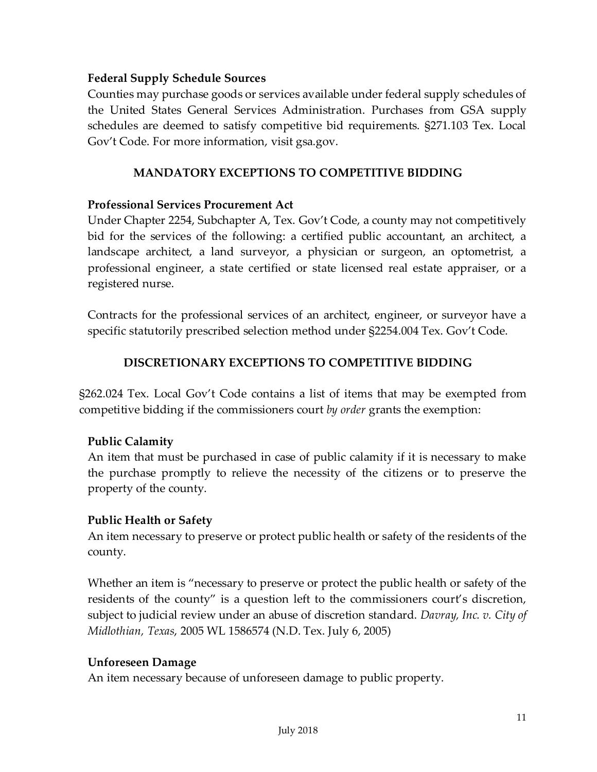### Federal Supply Schedule Sources

Counties may purchase goods or services available under federal supply schedules of the United States General Services Administration. Purchases from GSA supply schedules are deemed to satisfy competitive bid requirements. §271.103 Tex. Local Gov't Code. For more information, visit gsa.gov.

## MANDATORY EXCEPTIONS TO COMPETITIVE BIDDING

### Professional Services Procurement Act

Under Chapter 2254, Subchapter A, Tex. Gov't Code, a county may not competitively bid for the services of the following: a certified public accountant, an architect, a landscape architect, a land surveyor, a physician or surgeon, an optometrist, a professional engineer, a state certified or state licensed real estate appraiser, or a registered nurse.

Contracts for the professional services of an architect, engineer, or surveyor have a specific statutorily prescribed selection method under §2254.004 Tex. Gov't Code.

## DISCRETIONARY EXCEPTIONS TO COMPETITIVE BIDDING

§262.024 Tex. Local Gov't Code contains a list of items that may be exempted from competitive bidding if the commissioners court *by order* grants the exemption:

### Public Calamity

An item that must be purchased in case of public calamity if it is necessary to make the purchase promptly to relieve the necessity of the citizens or to preserve the property of the county.

### Public Health or Safety

An item necessary to preserve or protect public health or safety of the residents of the county.

Whether an item is "necessary to preserve or protect the public health or safety of the residents of the county" is a question left to the commissioners court's discretion, subject to judicial review under an abuse of discretion standard. *Davray, Inc. v. City of Midlothian, Texas*, 2005 WL 1586574 (N.D. Tex. July 6, 2005)

### Unforeseen Damage

An item necessary because of unforeseen damage to public property.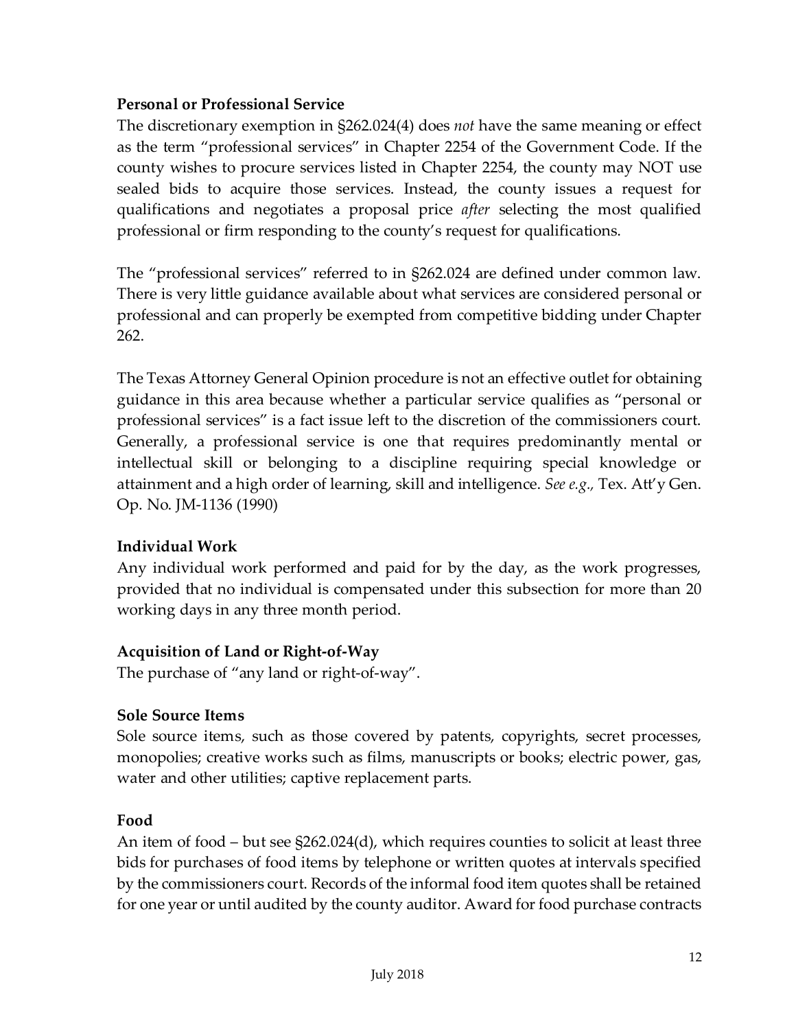**Personal or Professional Service**

The discretionary exemption in §262.024(4) does *not* have the same meaning or effect as the term "professional services" in Chapter 2254 of the Government Code. If the county wishes to procure services listed in Chapter 2254, the county may NOT use sealed bids to acquire those services. Instead, the county issues a request for qualifications and negotiates a proposal price *after* selecting the most qualified professional or firm responding to the county's request for qualifications.

The "professional services" referred to in §262.024 are defined under common law. There is very little guidance available about what services are considered personal or professional and can properly be exempted from competitive bidding under Chapter 262.

The Texas Attorney General Opinion procedure is not an effective outlet for obtaining guidance in this area because whether a particular service qualifies as "personal or professional services" is a fact issue left to the discretion of the commissioners court. Generally, a professional service is one that requires predominantly mental or intellectual skill or belonging to a discipline requiring special knowledge or attainment and a high order of learning, skill and intelligence. *See e.g.,* Tex. Att'y Gen. Op. No. JM-1136 (1990)

**Individual Work**

Any individual work performed and paid for by the day, as the work progresses, provided that no individual is compensated under this subsection for more than 20 working days in any three month period.

**Acquisition of Land or Right-of-Way**

The purchase of "any land or right-of-way".

**Sole Source Items**

Sole source items, such as those covered by patents, copyrights, secret processes, monopolies; creative works such as films, manuscripts or books; electric power, gas, water and other utilities; captive replacement parts.

**Food**

An item of food – but see §262.024(d), which requires counties to solicit at least three bids for purchases of food items by telephone or written quotes at intervals specified by the commissioners court. Records of the informal food item quotes shall be retained for one year or until audited by the county auditor. Award for food purchase contracts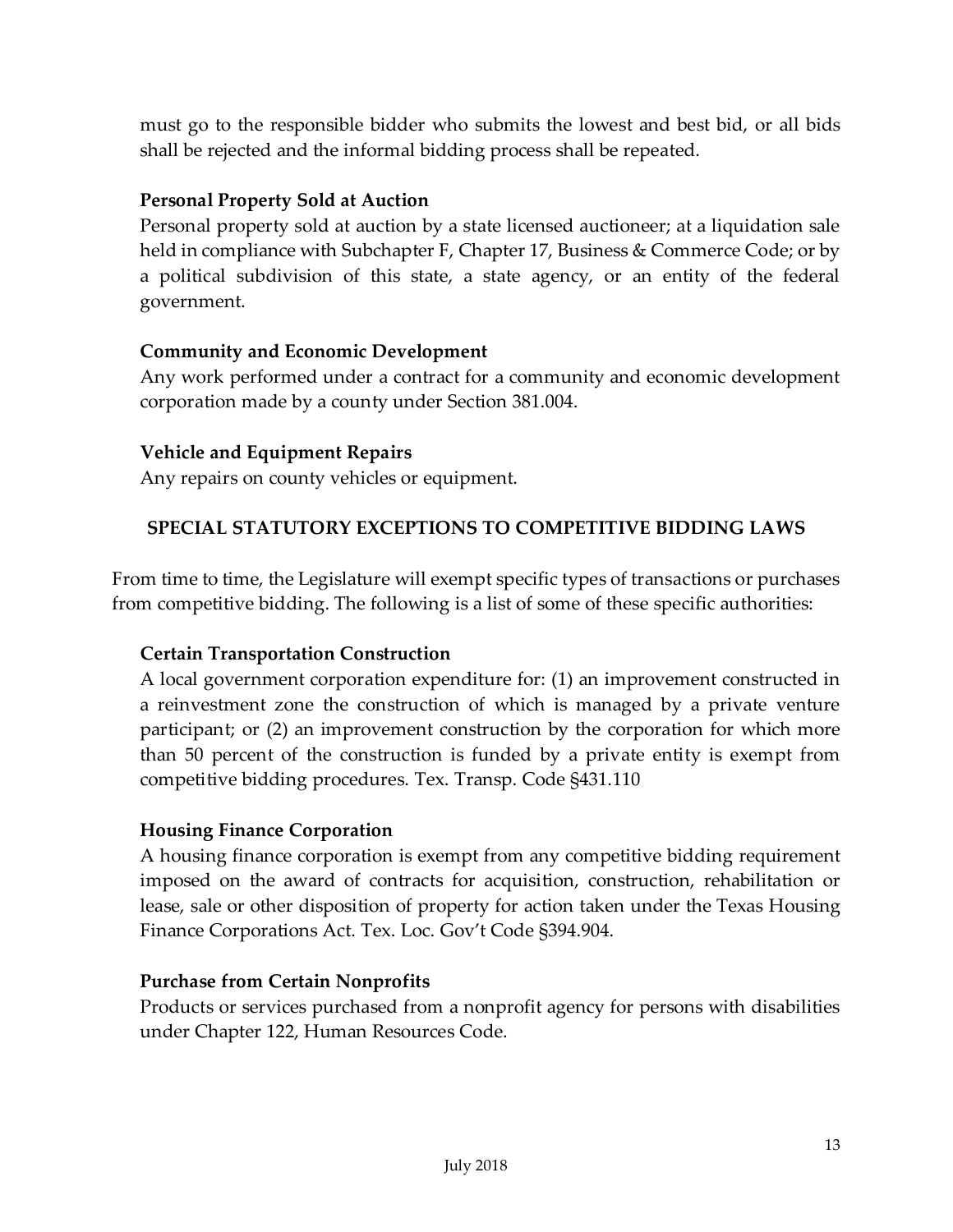must go to the responsible bidder who submits the lowest and best bid, or all bids shall be rejected and the informal bidding process shall be repeated.

**Personal Property Sold at Auction**
Personal property sold at auction by a state licensed auctioneer; at a liquidation sale held in compliance with Subchapter F, Chapter 17, Business & Commerce Code; or by a political subdivision of this state, a state agency, or an entity of the federal government.

**Community and Economic Development**
Any work performed under a contract for a community and economic development corporation made by a county under Section 381.004.

**Vehicle and Equipment Repairs**
Any repairs on county vehicles or equipment.

## SPECIAL STATUTORY EXCEPTIONS TO COMPETITIVE BIDDING LAWS

From time to time, the Legislature will exempt specific types of transactions or purchases from competitive bidding. The following is a list of some of these specific authorities:

**Certain Transportation Construction**
A local government corporation expenditure for: (1) an improvement constructed in a reinvestment zone the construction of which is managed by a private venture participant; or (2) an improvement construction by the corporation for which more than 50 percent of the construction is funded by a private entity is exempt from competitive bidding procedures. Tex. Transp. Code §431.110

**Housing Finance Corporation**
A housing finance corporation is exempt from any competitive bidding requirement imposed on the award of contracts for acquisition, construction, rehabilitation or lease, sale or other disposition of property for action taken under the Texas Housing Finance Corporations Act. Tex. Loc. Gov't Code §394.904.

**Purchase from Certain Nonprofits**
Products or services purchased from a nonprofit agency for persons with disabilities under Chapter 122, Human Resources Code.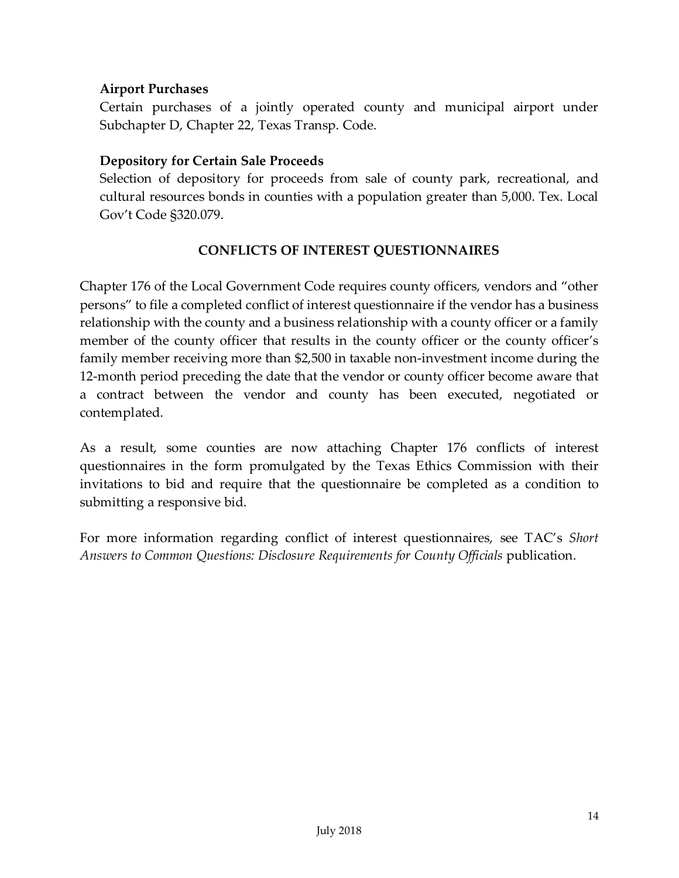**Airport Purchases**

Certain purchases of a jointly operated county and municipal airport under Subchapter D, Chapter 22, Texas Transp. Code.

**Depository for Certain Sale Proceeds**

Selection of depository for proceeds from sale of county park, recreational, and cultural resources bonds in counties with a population greater than 5,000. Tex. Local Gov't Code §320.079.

## CONFLICTS OF INTEREST QUESTIONNAIRES

Chapter 176 of the Local Government Code requires county officers, vendors and "other persons" to file a completed conflict of interest questionnaire if the vendor has a business relationship with the county and a business relationship with a county officer or a family member of the county officer that results in the county officer or the county officer's family member receiving more than $2,500 in taxable non-investment income during the 12-month period preceding the date that the vendor or county officer become aware that a contract between the vendor and county has been executed, negotiated or contemplated.

As a result, some counties are now attaching Chapter 176 conflicts of interest questionnaires in the form promulgated by the Texas Ethics Commission with their invitations to bid and require that the questionnaire be completed as a condition to submitting a responsive bid.

For more information regarding conflict of interest questionnaires, see TAC's *Short Answers to Common Questions: Disclosure Requirements for County Officials* publication.